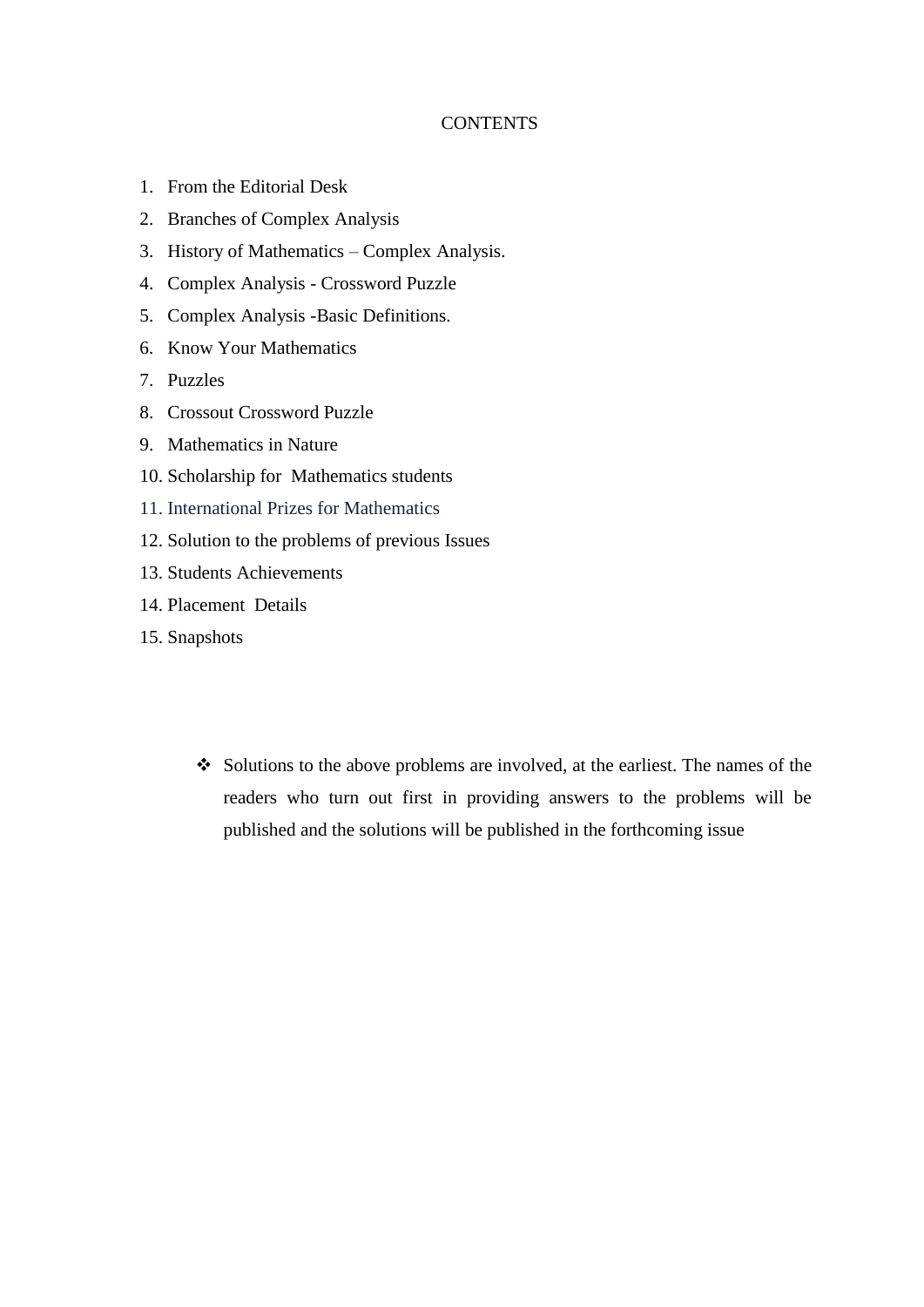# CONTENTS

1. From the Editorial Desk
2. Branches of Complex Analysis
3. History of Mathematics – Complex Analysis.
4. Complex Analysis - Crossword Puzzle
5. Complex Analysis -Basic Definitions.
6. Know Your Mathematics
7. Puzzles
8. Crossout Crossword Puzzle
9. Mathematics in Nature
10. Scholarship for Mathematics students
11. International Prizes for Mathematics
12. Solution to the problems of previous Issues
13. Students Achievements
14. Placement Details
15. Snapshots

- Solutions to the above problems are involved, at the earliest. The names of the readers who turn out first in providing answers to the problems will be published and the solutions will be published in the forthcoming issue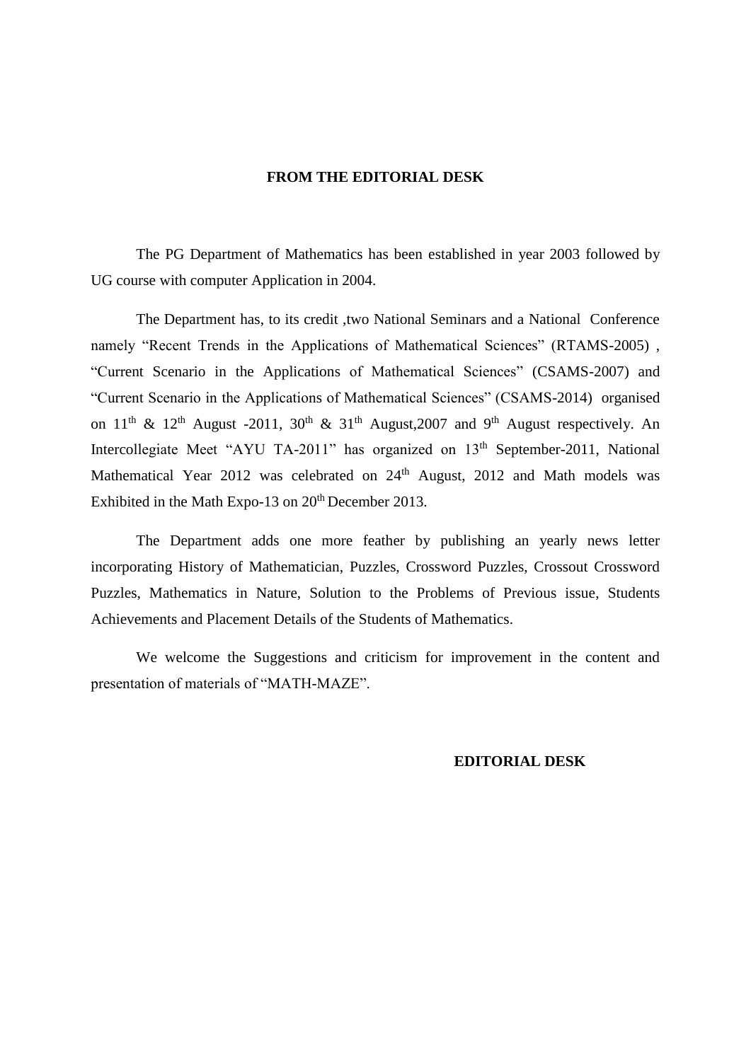## FROM THE EDITORIAL DESK

The PG Department of Mathematics has been established in year 2003 followed by UG course with computer Application in 2004.

The Department has, to its credit ,two National Seminars and a National Conference namely "Recent Trends in the Applications of Mathematical Sciences" (RTAMS-2005) , "Current Scenario in the Applications of Mathematical Sciences" (CSAMS-2007) and "Current Scenario in the Applications of Mathematical Sciences" (CSAMS-2014) organised on 11th & 12th August -2011, 30th & 31th August,2007 and 9th August respectively. An Intercollegiate Meet "AYU TA-2011" has organized on 13th September-2011, National Mathematical Year 2012 was celebrated on 24th August, 2012 and Math models was Exhibited in the Math Expo-13 on 20th December 2013.

The Department adds one more feather by publishing an yearly news letter incorporating History of Mathematician, Puzzles, Crossword Puzzles, Crossout Crossword Puzzles, Mathematics in Nature, Solution to the Problems of Previous issue, Students Achievements and Placement Details of the Students of Mathematics.

We welcome the Suggestions and criticism for improvement in the content and presentation of materials of "MATH-MAZE".

**EDITORIAL DESK**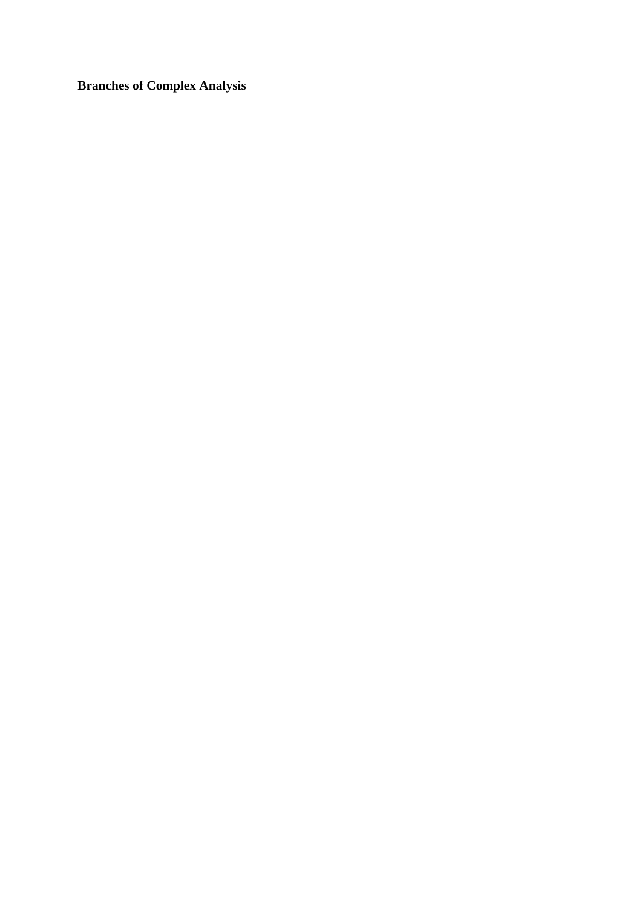**Branches of Complex Analysis**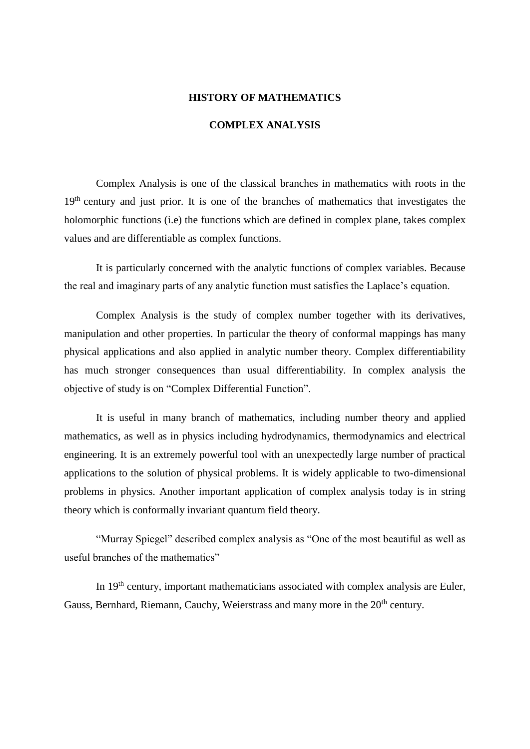# HISTORY OF MATHEMATICS

## COMPLEX ANALYSIS

Complex Analysis is one of the classical branches in mathematics with roots in the $19^{th}$ century and just prior. It is one of the branches of mathematics that investigates the holomorphic functions (i.e) the functions which are defined in complex plane, takes complex values and are differentiable as complex functions.

It is particularly concerned with the analytic functions of complex variables. Because the real and imaginary parts of any analytic function must satisfies the Laplace's equation.

Complex Analysis is the study of complex number together with its derivatives, manipulation and other properties. In particular the theory of conformal mappings has many physical applications and also applied in analytic number theory. Complex differentiability has much stronger consequences than usual differentiability. In complex analysis the objective of study is on "Complex Differential Function".

It is useful in many branch of mathematics, including number theory and applied mathematics, as well as in physics including hydrodynamics, thermodynamics and electrical engineering. It is an extremely powerful tool with an unexpectedly large number of practical applications to the solution of physical problems. It is widely applicable to two-dimensional problems in physics. Another important application of complex analysis today is in string theory which is conformally invariant quantum field theory.

"Murray Spiegel" described complex analysis as "One of the most beautiful as well as useful branches of the mathematics"

In $19^{th}$ century, important mathematicians associated with complex analysis are Euler, Gauss, Bernhard, Riemann, Cauchy, Weierstrass and many more in the $20^{th}$ century.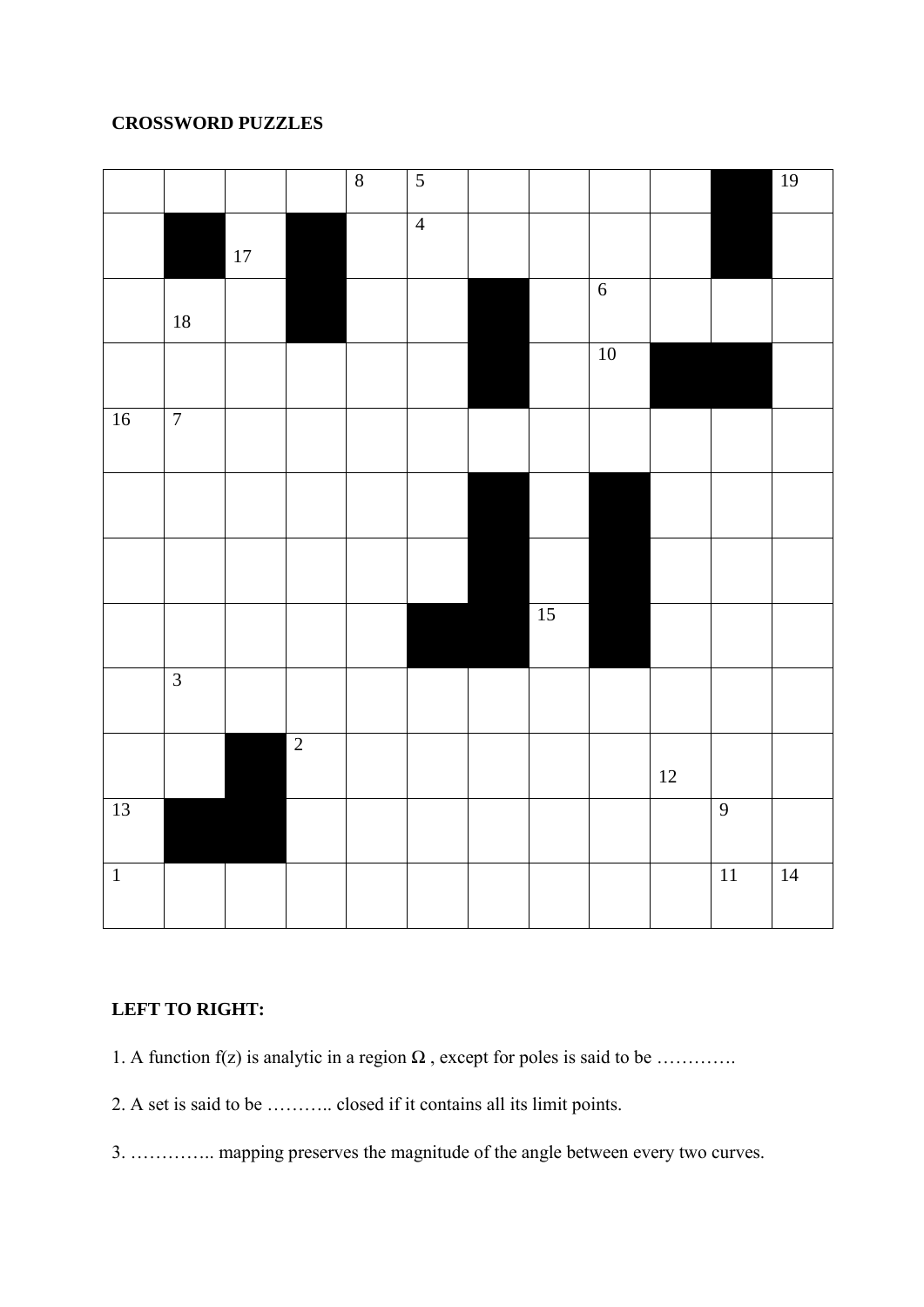**CROSSWORD PUZZLES**

| | | | | 8 | 5 | | | | | ■ | 19 |
|---|---|---|---|---|---|---|---|---|---|---|---|
| | ■ | 17 | ■ | | 4 | | | | | ■ | |
| | 18 | | ■ | | | ■ | | 6 | | | |
| | | | | | | ■ | | 10 | ■ | ■ | |
| 16 | 7 | | | | | | | | | | |
| | | | | | | ■ | | ■ | | | |
| | | | | | | ■ | | ■ | | | |
| | | | | | ■ | ■ | 15 | ■ | | | |
| | 3 | | | | | | | | | | |
| | | ■ | 2 | | | | | | 12 | | |
| 13 | ■ | ■ | | | | | | | | 9 | |
| 1 | | | | | | | | | | 11 | 14 |

**LEFT TO RIGHT:**

1. A function f(z) is analytic in a region Ω , except for poles is said to be ………….

2. A set is said to be ……….. closed if it contains all its limit points.

3. ………….. mapping preserves the magnitude of the angle between every two curves.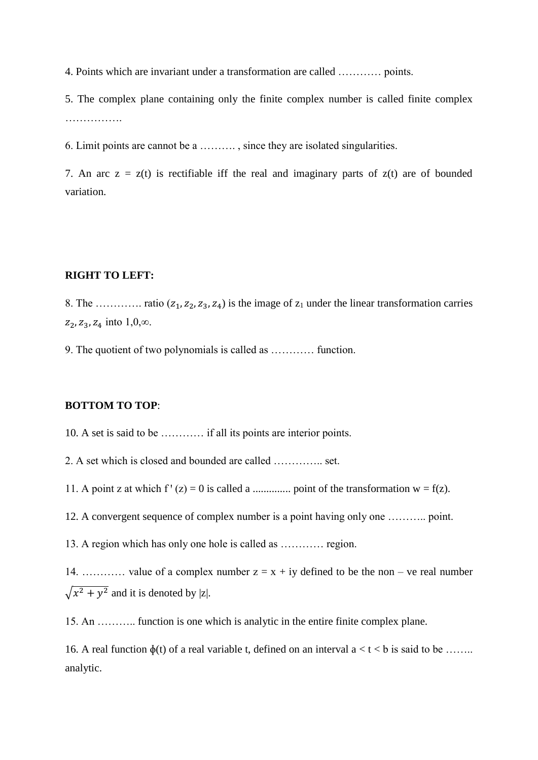4. Points which are invariant under a transformation are called ………… points.

5. The complex plane containing only the finite complex number is called finite complex …………….

6. Limit points are cannot be a ………. , since they are isolated singularities.

7. An arc z = z(t) is rectifiable iff the real and imaginary parts of z(t) are of bounded variation.

**RIGHT TO LEFT:**

8. The …………. ratio $(z_1, z_2, z_3, z_4)$ is the image of $z_1$ under the linear transformation carries $z_2, z_3, z_4$ into $1, 0, \infty$.

9. The quotient of two polynomials is called as ………… function.

**BOTTOM TO TOP**:

10. A set is said to be ………… if all its points are interior points.

2. A set which is closed and bounded are called ………….. set.

11. A point z at which $f'(z) = 0$ is called a .............. point of the transformation $w = f(z)$.

12. A convergent sequence of complex number is a point having only one ……….. point.

13. A region which has only one hole is called as ………… region.

14. ………… value of a complex number $z = x + iy$ defined to be the non – ve real number $\sqrt{x^2 + y^2}$ and it is denoted by $|z|$.

15. An ……….. function is one which is analytic in the entire finite complex plane.

16. A real function $\phi(t)$ of a real variable t, defined on an interval $a < t < b$ is said to be …….. analytic.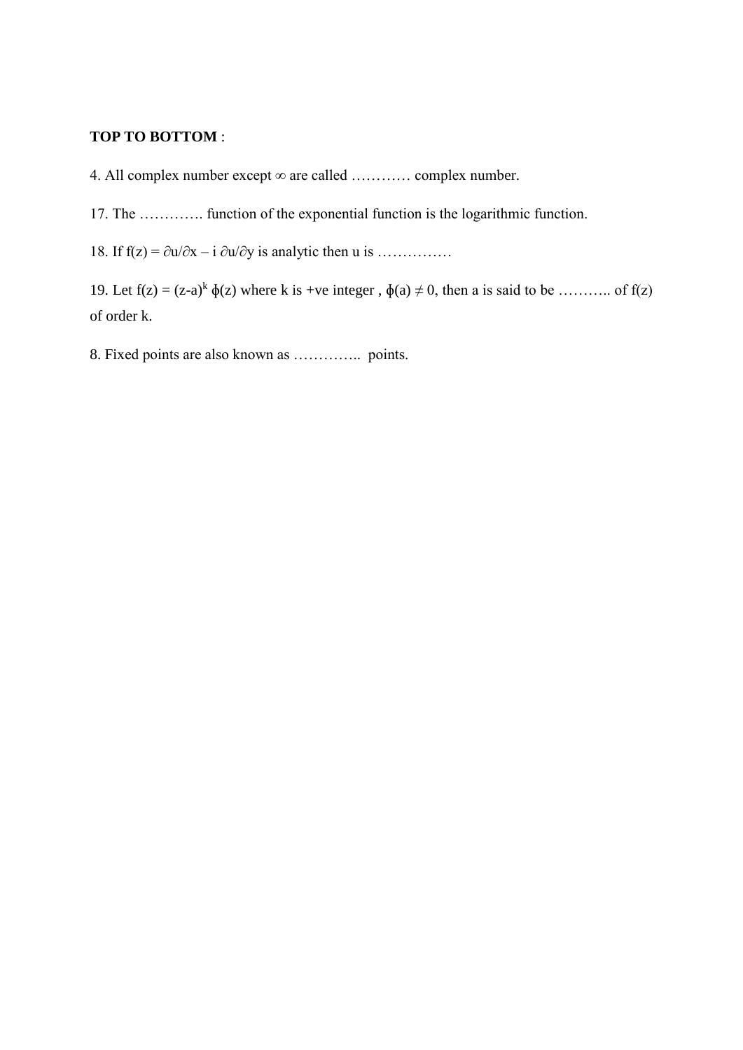**TOP TO BOTTOM** :

4. All complex number except $\infty$ are called ………… complex number.

17. The …………. function of the exponential function is the logarithmic function.

18. If $f(z) = \partial u/\partial x - i\, \partial u/\partial y$ is analytic then u is ……………

19. Let $f(z) = (z-a)^k\, \phi(z)$ where k is +ve integer , $\phi(a) \neq 0$, then a is said to be ……….. of f(z) of order k.

8. Fixed points are also known as …………..  points.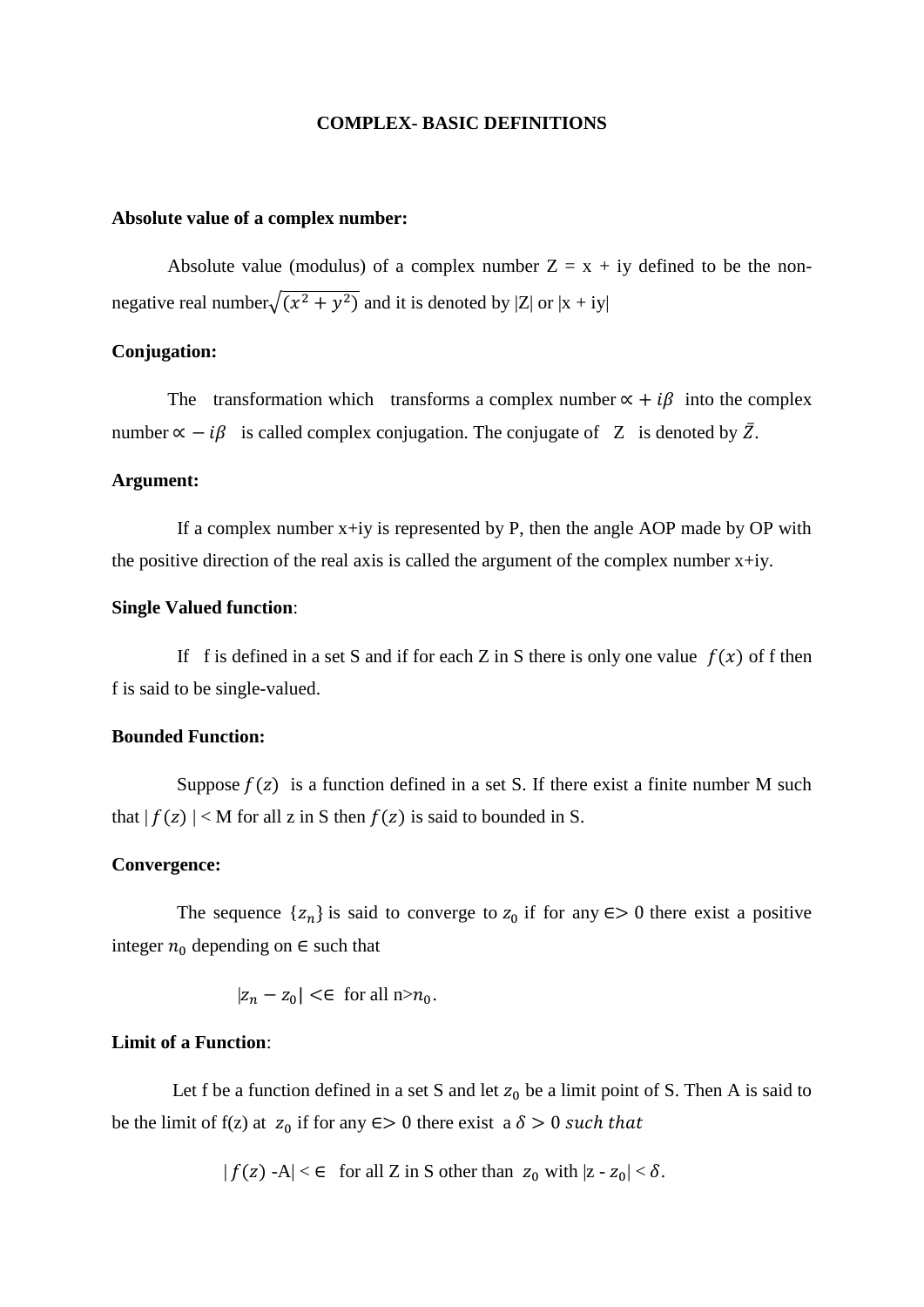# COMPLEX- BASIC DEFINITIONS

**Absolute value of a complex number:**

Absolute value (modulus) of a complex number Z = x + iy defined to be the non-negative real number $\sqrt{(x^2 + y^2)}$ and it is denoted by |Z| or |x + iy|

**Conjugation:**

The transformation which transforms a complex number $\propto + i\beta$ into the complex number $\propto - i\beta$ is called complex conjugation. The conjugate of Z is denoted by $\bar{Z}$.

**Argument:**

If a complex number x+iy is represented by P, then the angle AOP made by OP with the positive direction of the real axis is called the argument of the complex number x+iy.

**Single Valued function**:

If f is defined in a set S and if for each Z in S there is only one value $f(x)$ of f then f is said to be single-valued.

**Bounded Function:**

Suppose $f(z)$ is a function defined in a set S. If there exist a finite number M such that $|f(z)| < M$ for all z in S then $f(z)$ is said to bounded in S.

**Convergence:**

The sequence $\{z_n\}$ is said to converge to $z_0$ if for any $\in > 0$ there exist a positive integer $n_0$ depending on $\in$ such that

$$|z_n - z_0| < \in \text{ for all } n > n_0.$$

**Limit of a Function**:

Let f be a function defined in a set S and let $z_0$ be a limit point of S. Then A is said to be the limit of f(z) at $z_0$ if for any $\in > 0$ there exist a $\delta > 0$ *such that*

$$|f(z) - A| < \in \text{ for all Z in S other than } z_0 \text{ with } |z - z_0| < \delta.$$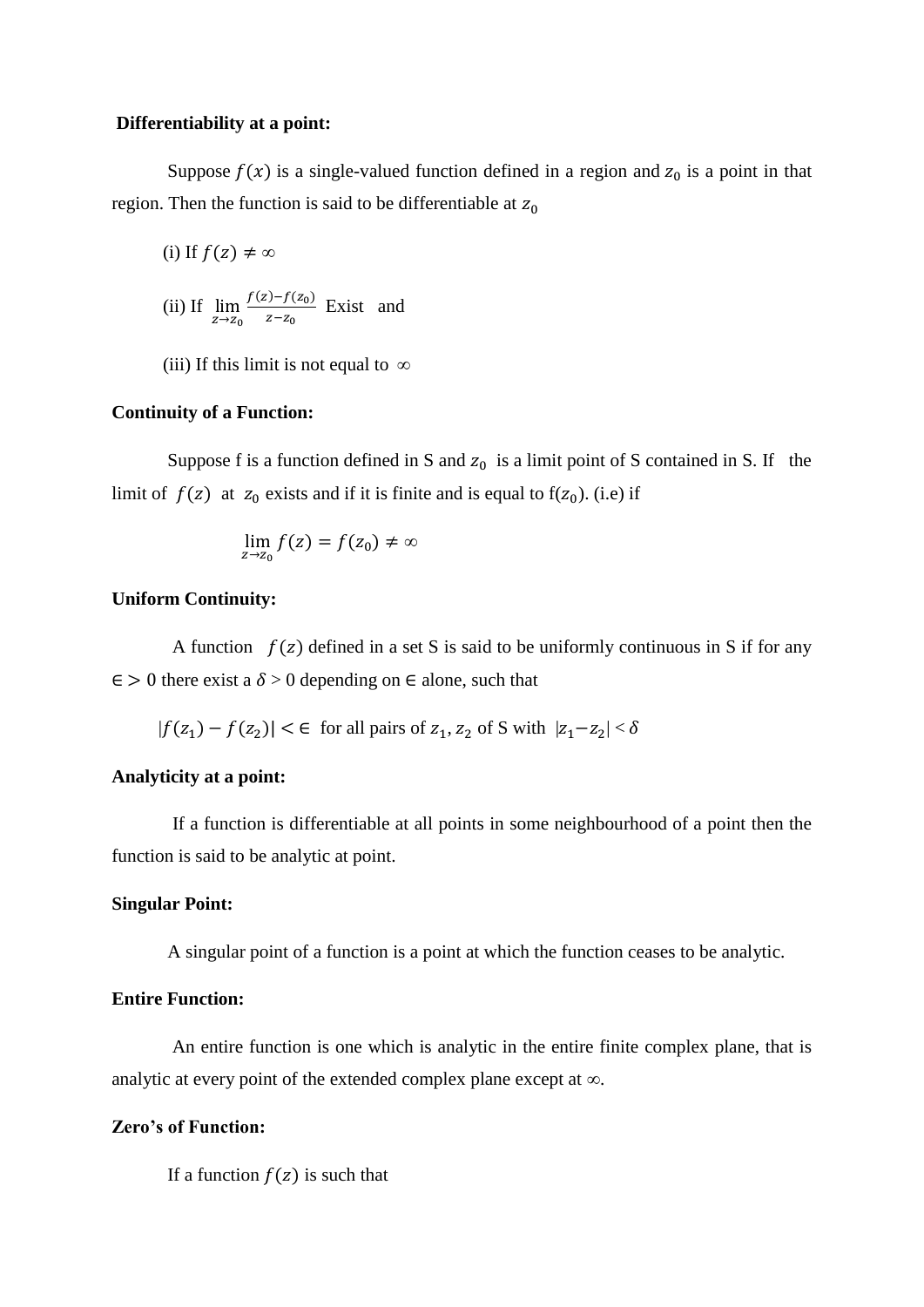**Differentiability at a point:**

Suppose $f(x)$ is a single-valued function defined in a region and $z_0$ is a point in that region. Then the function is said to be differentiable at $z_0$

(i) If $f(z) \neq \infty$

(ii) If $\lim_{z \to z_0} \frac{f(z)-f(z_0)}{z-z_0}$ Exist and

(iii) If this limit is not equal to $\infty$

**Continuity of a Function:**

Suppose f is a function defined in S and $z_0$ is a limit point of S contained in S. If the limit of $f(z)$ at $z_0$ exists and if it is finite and is equal to f($z_0$). (i.e) if

$$\lim_{z \to z_0} f(z) = f(z_0) \neq \infty$$

**Uniform Continuity:**

A function $f(z)$ defined in a set S is said to be uniformly continuous in S if for any $\in > 0$ there exist a $\delta > 0$ depending on $\in$ alone, such that

$|f(z_1) - f(z_2)| < \in$ for all pairs of $z_1, z_2$ of S with $|z_1 - z_2| < \delta$

**Analyticity at a point:**

If a function is differentiable at all points in some neighbourhood of a point then the function is said to be analytic at point.

**Singular Point:**

A singular point of a function is a point at which the function ceases to be analytic.

**Entire Function:**

An entire function is one which is analytic in the entire finite complex plane, that is analytic at every point of the extended complex plane except at $\infty$.

**Zero's of Function:**

If a function $f(z)$ is such that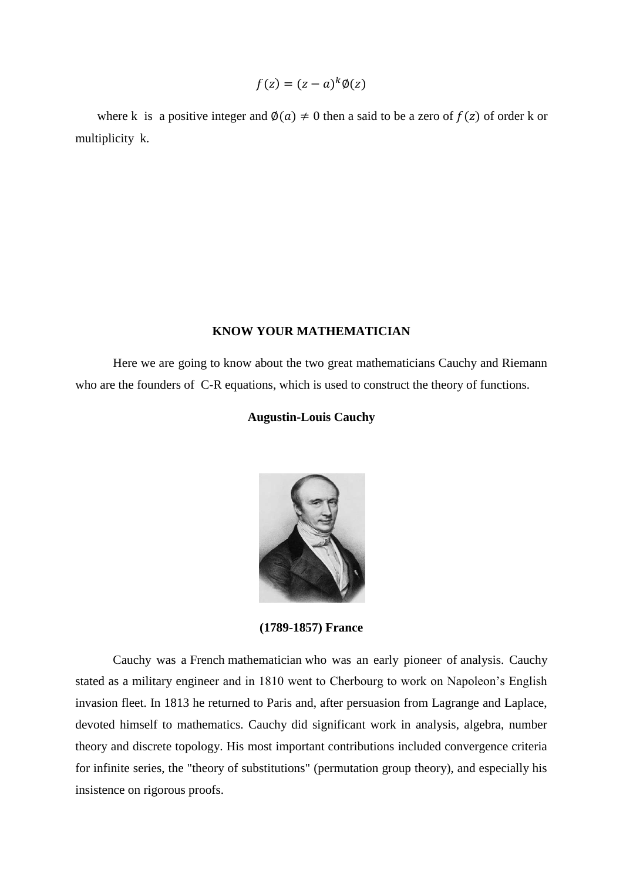$$f(z) = (z - a)^k \emptyset(z)$$

where k is a positive integer and $\emptyset(a) \neq 0$ then a said to be a zero of $f(z)$ of order k or multiplicity k.

**KNOW YOUR MATHEMATICIAN**

Here we are going to know about the two great mathematicians Cauchy and Riemann who are the founders of C-R equations, which is used to construct the theory of functions.

**Augustin-Louis Cauchy**

**(1789-1857) France**

Cauchy was a French mathematician who was an early pioneer of analysis. Cauchy stated as a military engineer and in 1810 went to Cherbourg to work on Napoleon's English invasion fleet. In 1813 he returned to Paris and, after persuasion from Lagrange and Laplace, devoted himself to mathematics. Cauchy did significant work in analysis, algebra, number theory and discrete topology. His most important contributions included convergence criteria for infinite series, the "theory of substitutions" (permutation group theory), and especially his insistence on rigorous proofs.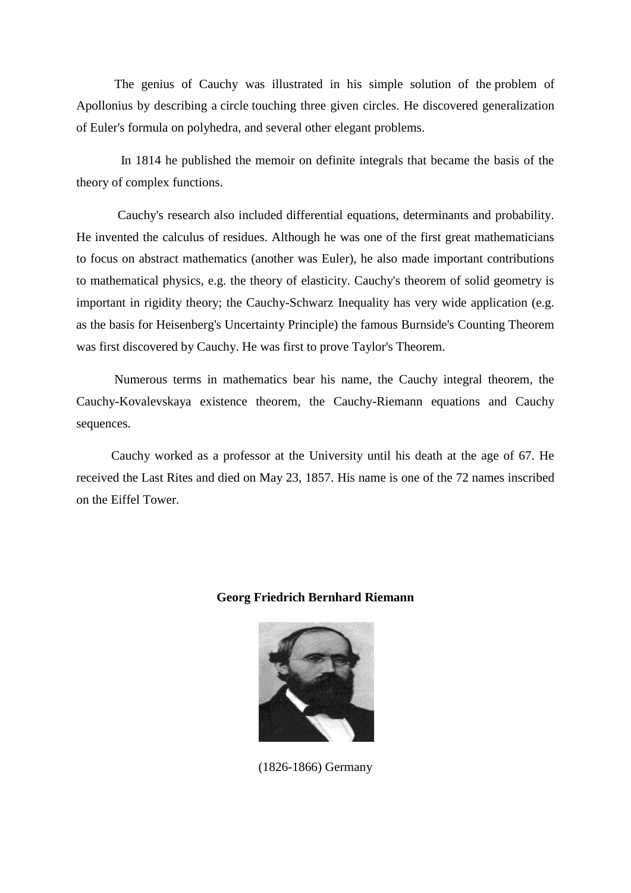The genius of Cauchy was illustrated in his simple solution of the problem of Apollonius by describing a circle touching three given circles. He discovered generalization of Euler's formula on polyhedra, and several other elegant problems.

In 1814 he published the memoir on definite integrals that became the basis of the theory of complex functions.

Cauchy's research also included differential equations, determinants and probability. He invented the calculus of residues. Although he was one of the first great mathematicians to focus on abstract mathematics (another was Euler), he also made important contributions to mathematical physics, e.g. the theory of elasticity. Cauchy's theorem of solid geometry is important in rigidity theory; the Cauchy-Schwarz Inequality has very wide application (e.g. as the basis for Heisenberg's Uncertainty Principle) the famous Burnside's Counting Theorem was first discovered by Cauchy. He was first to prove Taylor's Theorem.

Numerous terms in mathematics bear his name, the Cauchy integral theorem, the Cauchy-Kovalevskaya existence theorem, the Cauchy-Riemann equations and Cauchy sequences.

Cauchy worked as a professor at the University until his death at the age of 67. He received the Last Rites and died on May 23, 1857. His name is one of the 72 names inscribed on the Eiffel Tower.

**Georg Friedrich Bernhard Riemann**

(1826-1866) Germany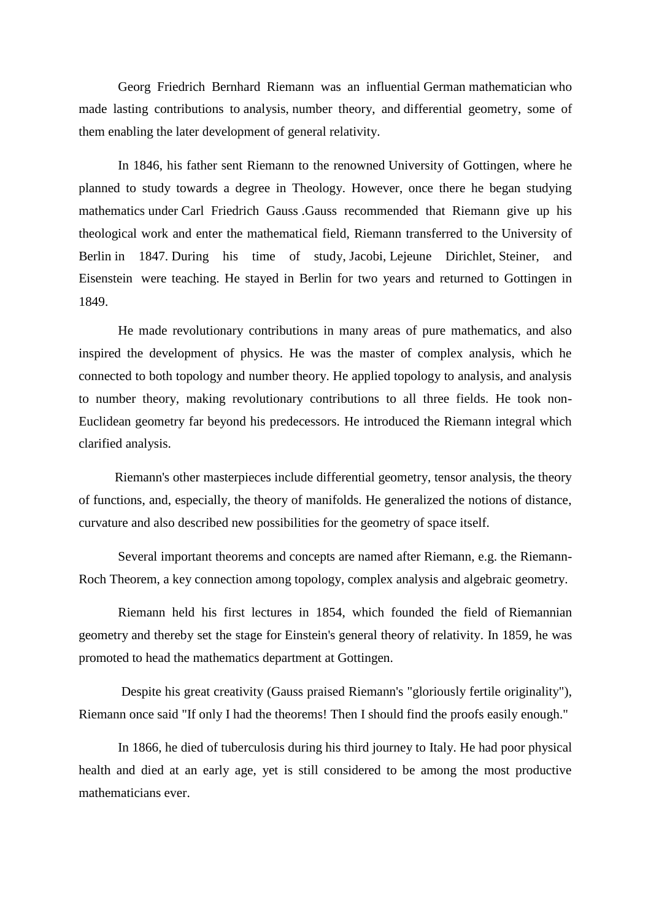Georg Friedrich Bernhard Riemann was an influential German mathematician who made lasting contributions to analysis, number theory, and differential geometry, some of them enabling the later development of general relativity.

In 1846, his father sent Riemann to the renowned University of Gottingen, where he planned to study towards a degree in Theology. However, once there he began studying mathematics under Carl Friedrich Gauss .Gauss recommended that Riemann give up his theological work and enter the mathematical field, Riemann transferred to the University of Berlin in 1847. During his time of study, Jacobi, Lejeune Dirichlet, Steiner, and Eisenstein were teaching. He stayed in Berlin for two years and returned to Gottingen in 1849.

He made revolutionary contributions in many areas of pure mathematics, and also inspired the development of physics. He was the master of complex analysis, which he connected to both topology and number theory. He applied topology to analysis, and analysis to number theory, making revolutionary contributions to all three fields. He took non-Euclidean geometry far beyond his predecessors. He introduced the Riemann integral which clarified analysis.

Riemann's other masterpieces include differential geometry, tensor analysis, the theory of functions, and, especially, the theory of manifolds. He generalized the notions of distance, curvature and also described new possibilities for the geometry of space itself.

Several important theorems and concepts are named after Riemann, e.g. the Riemann-Roch Theorem, a key connection among topology, complex analysis and algebraic geometry.

Riemann held his first lectures in 1854, which founded the field of Riemannian geometry and thereby set the stage for Einstein's general theory of relativity. In 1859, he was promoted to head the mathematics department at Gottingen.

Despite his great creativity (Gauss praised Riemann's "gloriously fertile originality"), Riemann once said "If only I had the theorems! Then I should find the proofs easily enough."

In 1866, he died of tuberculosis during his third journey to Italy. He had poor physical health and died at an early age, yet is still considered to be among the most productive mathematicians ever.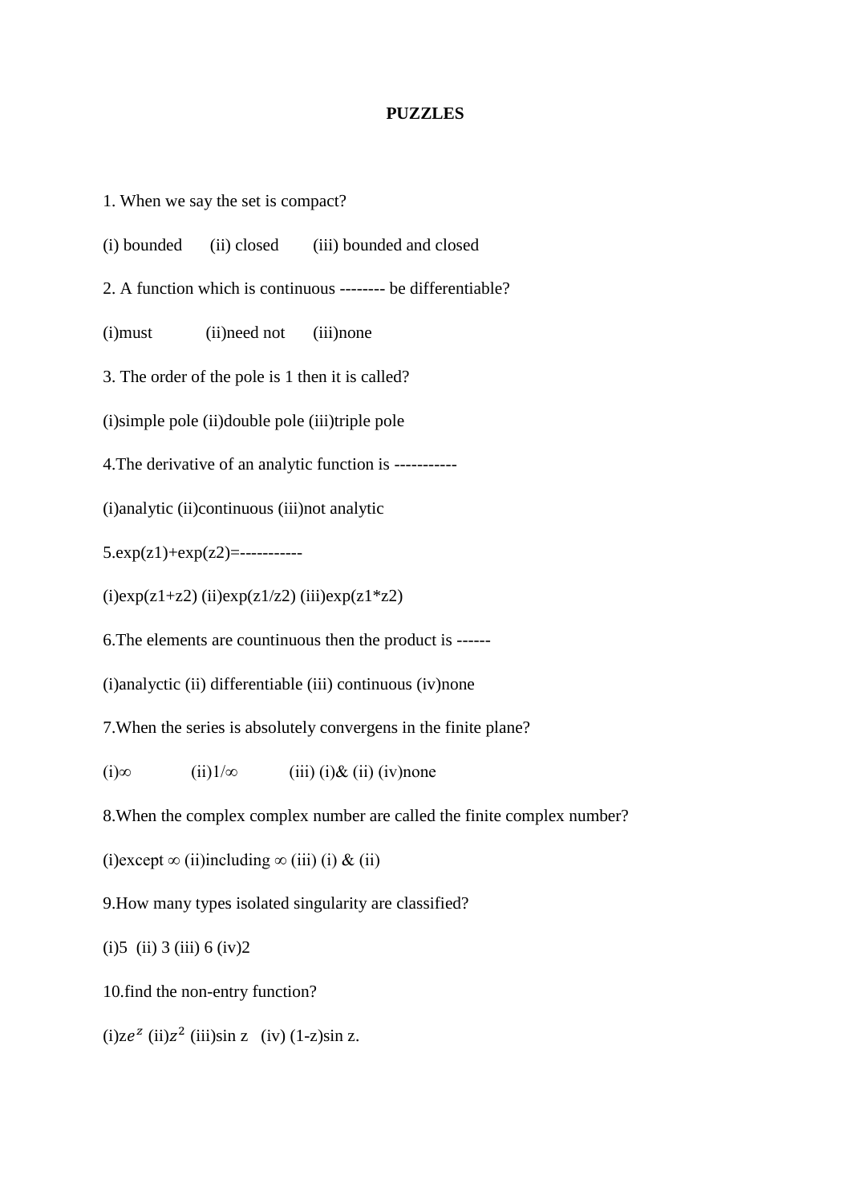**PUZZLES**

1. When we say the set is compact?

(i) bounded (ii) closed (iii) bounded and closed

2. A function which is continuous -------- be differentiable?

(i)must (ii)need not (iii)none

3. The order of the pole is 1 then it is called?

(i)simple pole (ii)double pole (iii)triple pole

4.The derivative of an analytic function is -----------

(i)analytic (ii)continuous (iii)not analytic

5.exp(z1)+exp(z2)=-----------

(i)exp(z1+z2) (ii)exp(z1/z2) (iii)exp(z1*z2)

6.The elements are countinuous then the product is ------

(i)analyctic (ii) differentiable (iii) continuous (iv)none

7.When the series is absolutely convergens in the finite plane?

(i)$\infty$ (ii)$1/\infty$ (iii) (i)& (ii) (iv)none

8.When the complex complex number are called the finite complex number?

(i)except $\infty$ (ii)including $\infty$ (iii) (i) & (ii)

9.How many types isolated singularity are classified?

(i)5 (ii) 3 (iii) 6 (iv)2

10.find the non-entry function?

(i)$ze^z$ (ii)$z^2$ (iii)sin z (iv) (1-z)sin z.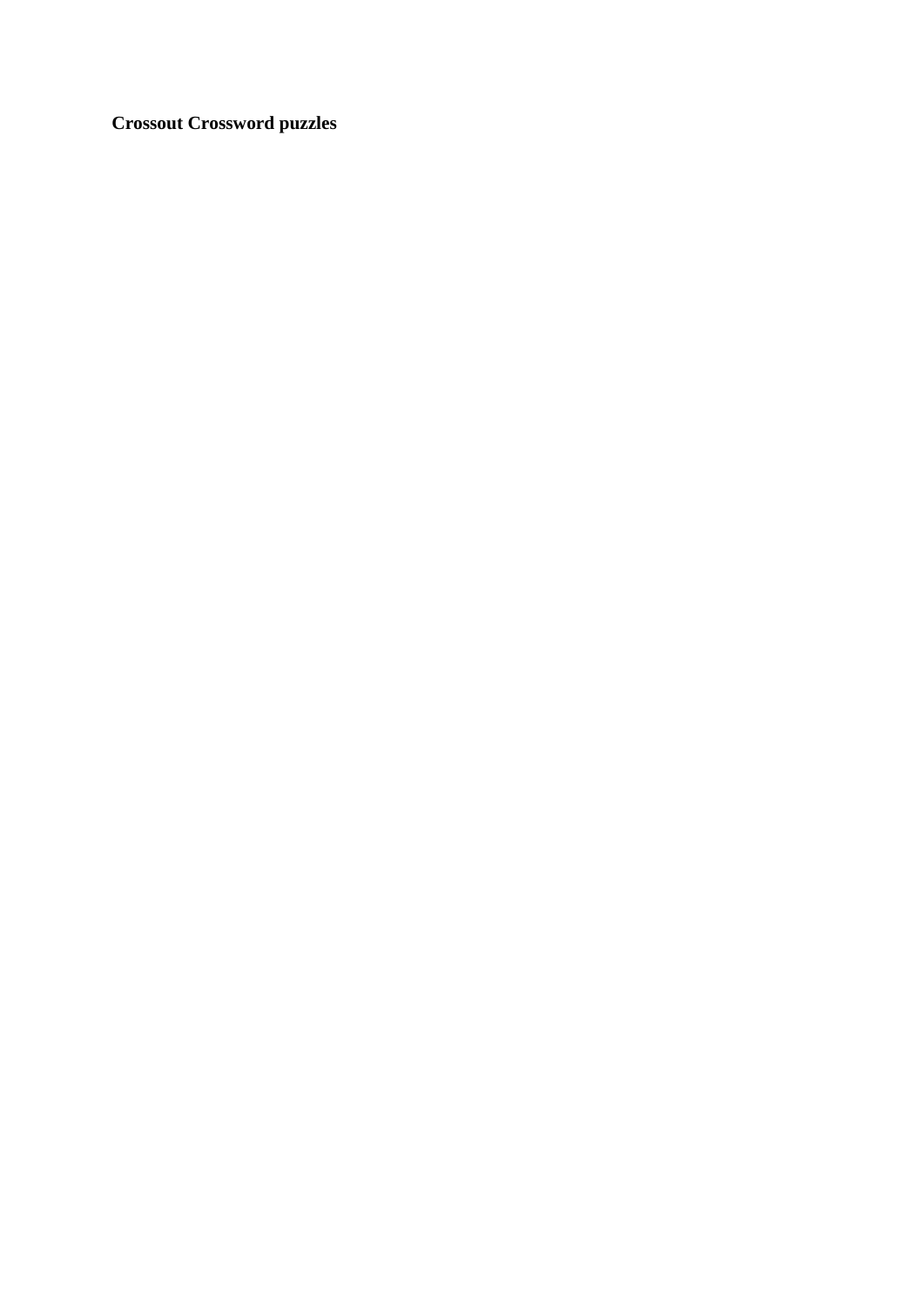**Crossout Crossword puzzles**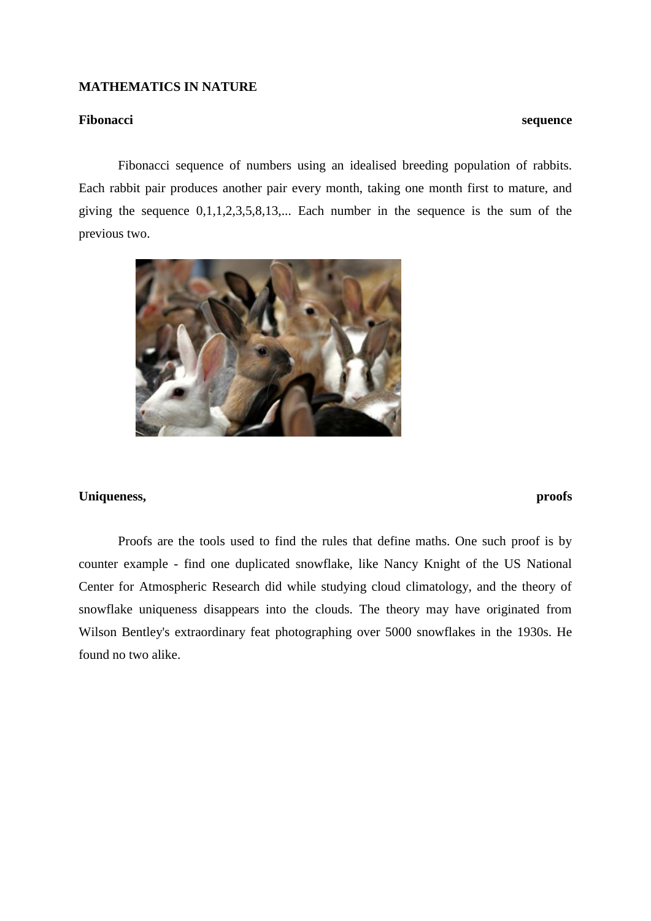**MATHEMATICS IN NATURE**

**Fibonacci sequence**

Fibonacci sequence of numbers using an idealised breeding population of rabbits. Each rabbit pair produces another pair every month, taking one month first to mature, and giving the sequence 0,1,1,2,3,5,8,13,... Each number in the sequence is the sum of the previous two.

**Uniqueness, proofs**

Proofs are the tools used to find the rules that define maths. One such proof is by counter example - find one duplicated snowflake, like Nancy Knight of the US National Center for Atmospheric Research did while studying cloud climatology, and the theory of snowflake uniqueness disappears into the clouds. The theory may have originated from Wilson Bentley's extraordinary feat photographing over 5000 snowflakes in the 1930s. He found no two alike.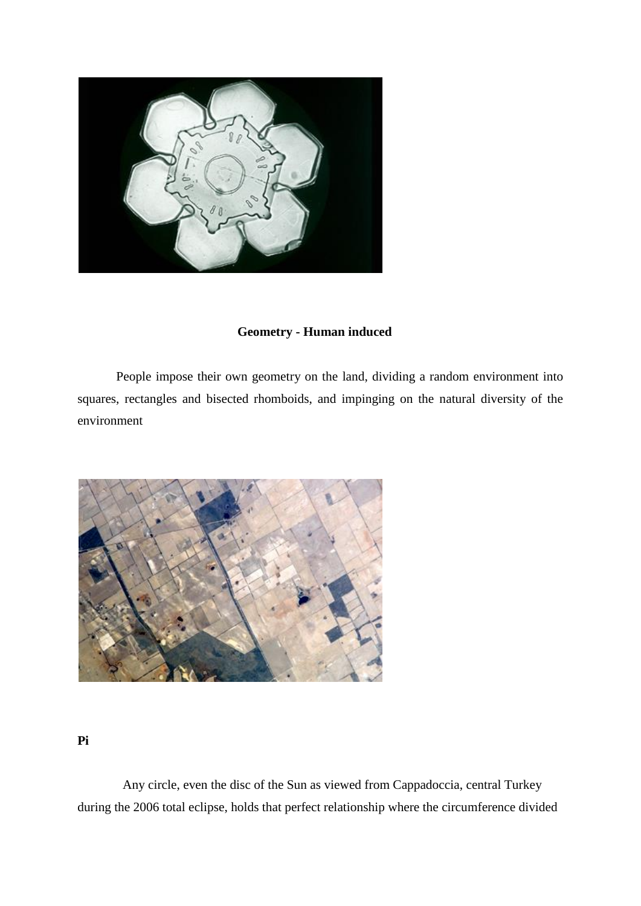**Geometry - Human induced**

People impose their own geometry on the land, dividing a random environment into squares, rectangles and bisected rhomboids, and impinging on the natural diversity of the environment

**Pi**

Any circle, even the disc of the Sun as viewed from Cappadoccia, central Turkey during the 2006 total eclipse, holds that perfect relationship where the circumference divided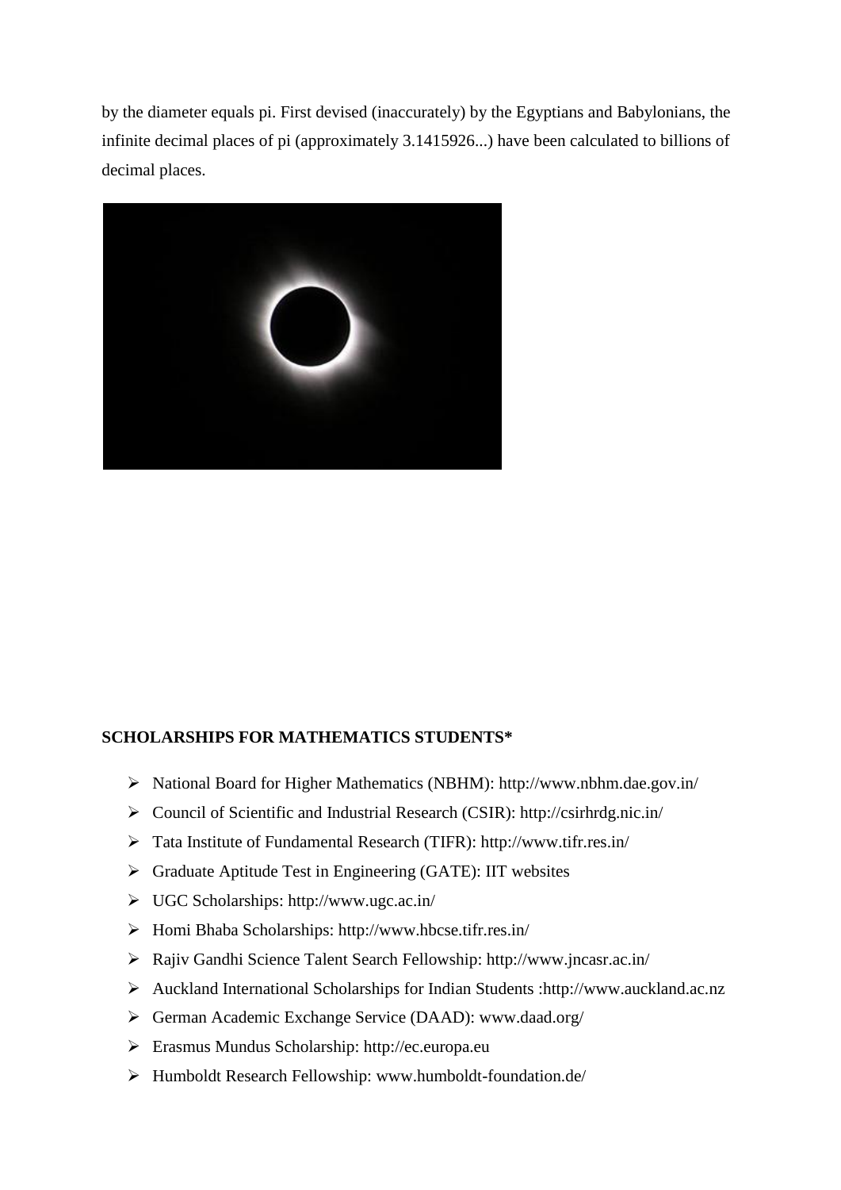by the diameter equals pi. First devised (inaccurately) by the Egyptians and Babylonians, the infinite decimal places of pi (approximately 3.1415926...) have been calculated to billions of decimal places.

**SCHOLARSHIPS FOR MATHEMATICS STUDENTS***

- National Board for Higher Mathematics (NBHM): http://www.nbhm.dae.gov.in/
- Council of Scientific and Industrial Research (CSIR): http://csirhrdg.nic.in/
- Tata Institute of Fundamental Research (TIFR): http://www.tifr.res.in/
- Graduate Aptitude Test in Engineering (GATE): IIT websites
- UGC Scholarships: http://www.ugc.ac.in/
- Homi Bhaba Scholarships: http://www.hbcse.tifr.res.in/
- Rajiv Gandhi Science Talent Search Fellowship: http://www.jncasr.ac.in/
- Auckland International Scholarships for Indian Students :http://www.auckland.ac.nz
- German Academic Exchange Service (DAAD): www.daad.org/
- Erasmus Mundus Scholarship: http://ec.europa.eu
- Humboldt Research Fellowship: www.humboldt-foundation.de/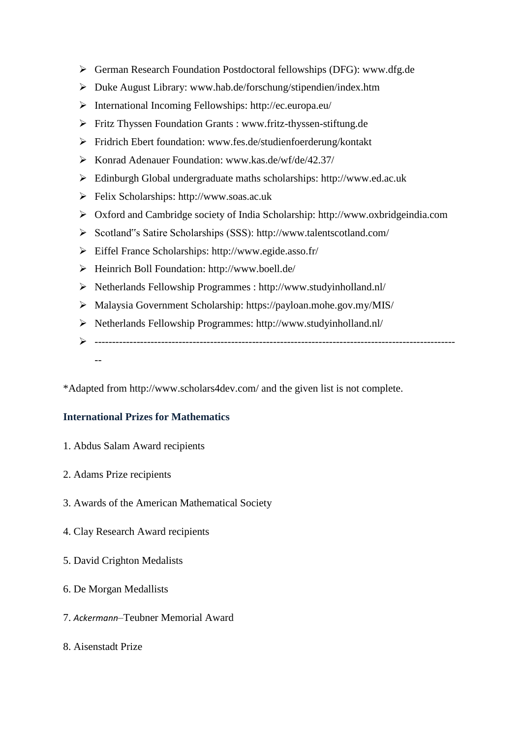- German Research Foundation Postdoctoral fellowships (DFG): www.dfg.de
- Duke August Library: www.hab.de/forschung/stipendien/index.htm
- International Incoming Fellowships: http://ec.europa.eu/
- Fritz Thyssen Foundation Grants : www.fritz-thyssen-stiftung.de
- Fridrich Ebert foundation: www.fes.de/studienfoerderung/kontakt
- Konrad Adenauer Foundation: www.kas.de/wf/de/42.37/
- Edinburgh Global undergraduate maths scholarships: http://www.ed.ac.uk
- Felix Scholarships: http://www.soas.ac.uk
- Oxford and Cambridge society of India Scholarship: http://www.oxbridgeindia.com
- Scotland"s Satire Scholarships (SSS): http://www.talentscotland.com/
- Eiffel France Scholarships: http://www.egide.asso.fr/
- Heinrich Boll Foundation: http://www.boell.de/
- Netherlands Fellowship Programmes : http://www.studyinholland.nl/
- Malaysia Government Scholarship: https://payloan.mohe.gov.my/MIS/
- Netherlands Fellowship Programmes: http://www.studyinholland.nl/
- ---------------------------------------------------------------------------------------------------------

*Adapted from http://www.scholars4dev.com/ and the given list is not complete.

### International Prizes for Mathematics

1. Abdus Salam Award recipients

2. Adams Prize recipients

3. Awards of the American Mathematical Society

4. Clay Research Award recipients

5. David Crighton Medalists

6. De Morgan Medallists

7. *Ackermann*–Teubner Memorial Award

8. Aisenstadt Prize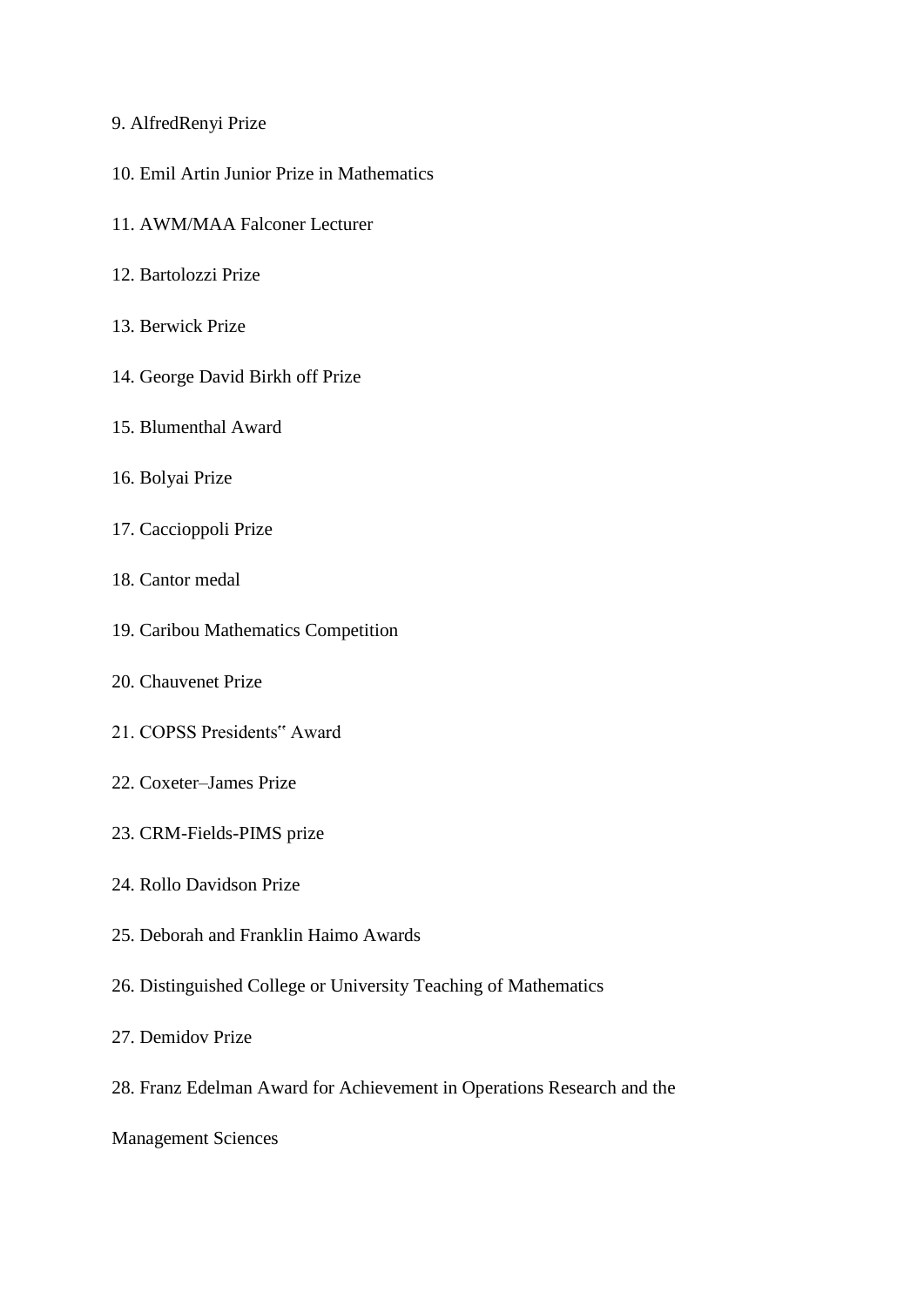9. AlfredRenyi Prize

10. Emil Artin Junior Prize in Mathematics

11. AWM/MAA Falconer Lecturer

12. Bartolozzi Prize

13. Berwick Prize

14. George David Birkh off Prize

15. Blumenthal Award

16. Bolyai Prize

17. Caccioppoli Prize

18. Cantor medal

19. Caribou Mathematics Competition

20. Chauvenet Prize

21. COPSS Presidents‟ Award

22. Coxeter–James Prize

23. CRM-Fields-PIMS prize

24. Rollo Davidson Prize

25. Deborah and Franklin Haimo Awards

26. Distinguished College or University Teaching of Mathematics

27. Demidov Prize

28. Franz Edelman Award for Achievement in Operations Research and the Management Sciences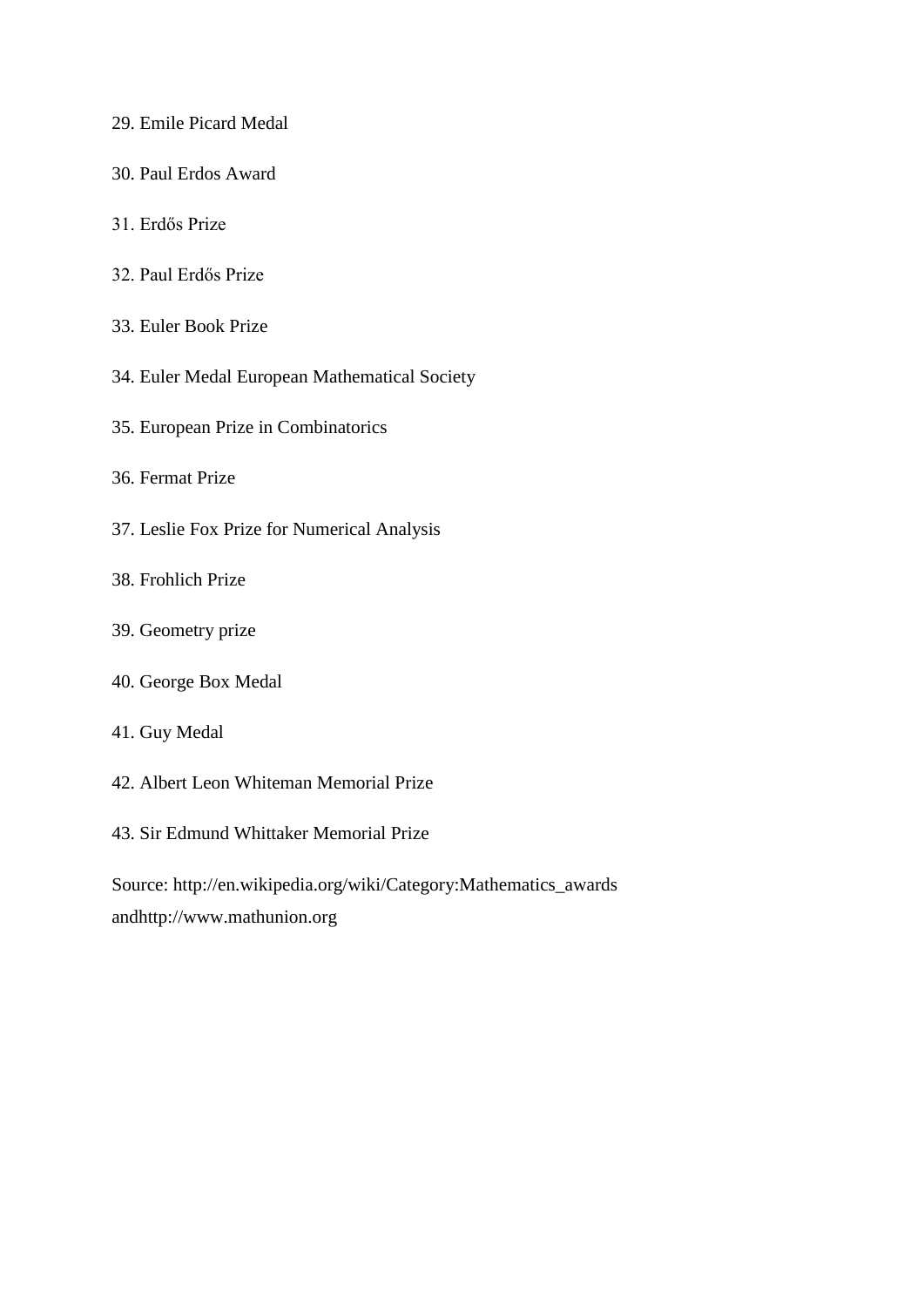29. Emile Picard Medal
30. Paul Erdos Award
31. Erdős Prize
32. Paul Erdős Prize
33. Euler Book Prize
34. Euler Medal European Mathematical Society
35. European Prize in Combinatorics
36. Fermat Prize
37. Leslie Fox Prize for Numerical Analysis
38. Frohlich Prize
39. Geometry prize
40. George Box Medal
41. Guy Medal
42. Albert Leon Whiteman Memorial Prize
43. Sir Edmund Whittaker Memorial Prize

Source: http://en.wikipedia.org/wiki/Category:Mathematics_awards andhttp://www.mathunion.org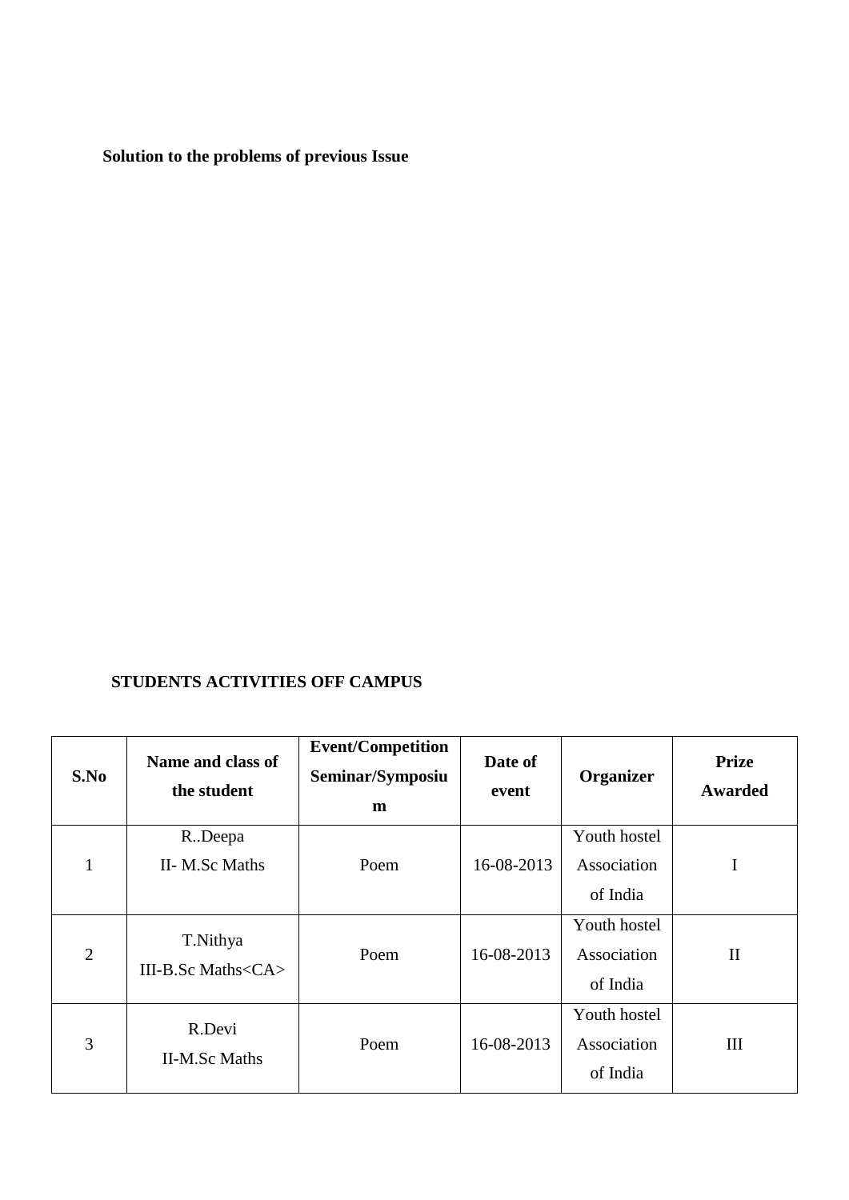**Solution to the problems of previous Issue**

**STUDENTS ACTIVITIES OFF CAMPUS**

| S.No | Name and class of the student | Event/Competition Seminar/Symposium | Date of event | Organizer | Prize Awarded |
|---|---|---|---|---|---|
| 1 | R..Deepa<br>II- M.Sc Maths | Poem | 16-08-2013 | Youth hostel Association of India | I |
| 2 | T.Nithya<br>III-B.Sc Maths<CA> | Poem | 16-08-2013 | Youth hostel Association of India | II |
| 3 | R.Devi<br>II-M.Sc Maths | Poem | 16-08-2013 | Youth hostel Association of India | III |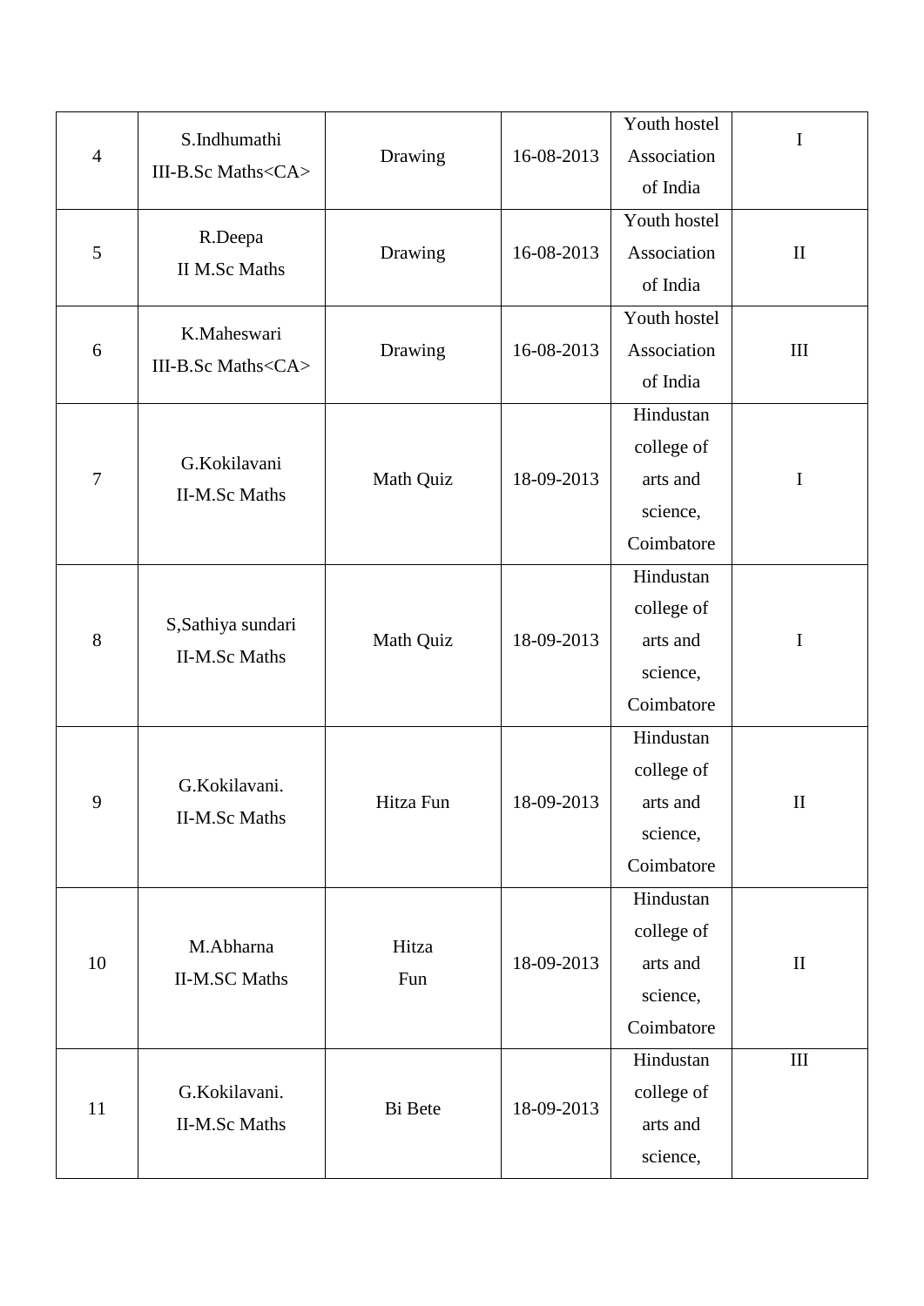| 4 | S.Indhumathi<br>III-B.Sc Maths<CA> | Drawing | 16-08-2013 | Youth hostel Association of India | I |
|---|---|---|---|---|---|
| 5 | R.Deepa<br>II M.Sc Maths | Drawing | 16-08-2013 | Youth hostel Association of India | II |
| 6 | K.Maheswari<br>III-B.Sc Maths<CA> | Drawing | 16-08-2013 | Youth hostel Association of India | III |
| 7 | G.Kokilavani<br>II-M.Sc Maths | Math Quiz | 18-09-2013 | Hindustan college of arts and science, Coimbatore | I |
| 8 | S,Sathiya sundari<br>II-M.Sc Maths | Math Quiz | 18-09-2013 | Hindustan college of arts and science, Coimbatore | I |
| 9 | G.Kokilavani.<br>II-M.Sc Maths | Hitza Fun | 18-09-2013 | Hindustan college of arts and science, Coimbatore | II |
| 10 | M.Abharna<br>II-M.SC Maths | Hitza<br>Fun | 18-09-2013 | Hindustan college of arts and science, Coimbatore | II |
| 11 | G.Kokilavani.<br>II-M.Sc Maths | Bi Bete | 18-09-2013 | Hindustan college of arts and science, | III |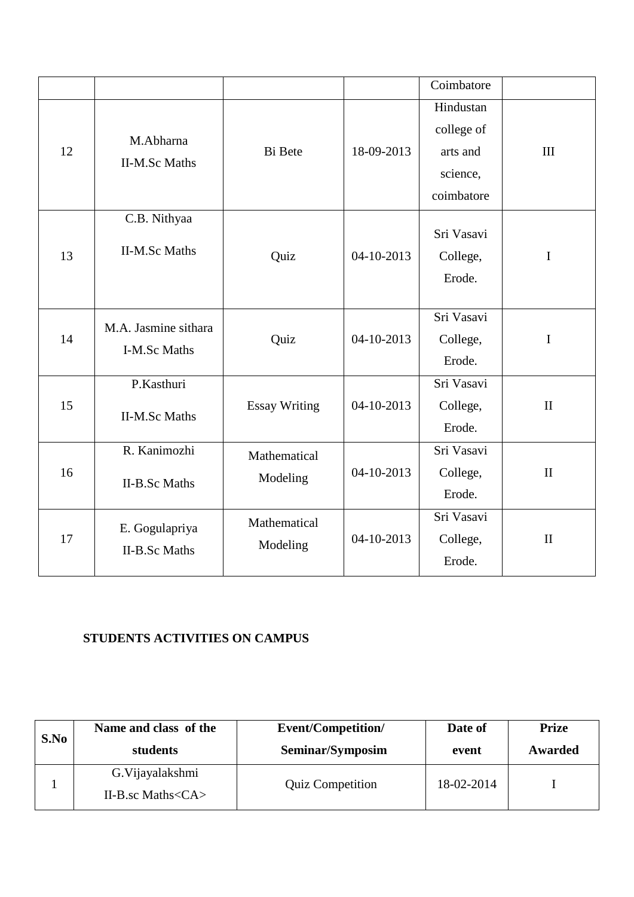|  |  |  |  | Coimbatore |  |
|---|---|---|---|---|---|
| 12 | M.Abharna II-M.Sc Maths | Bi Bete | 18-09-2013 | Hindustan college of arts and science, coimbatore | III |
| 13 | C.B. Nithyaa II-M.Sc Maths | Quiz | 04-10-2013 | Sri Vasavi College, Erode. | I |
| 14 | M.A. Jasmine sithara I-M.Sc Maths | Quiz | 04-10-2013 | Sri Vasavi College, Erode. | I |
| 15 | P.Kasthuri II-M.Sc Maths | Essay Writing | 04-10-2013 | Sri Vasavi College, Erode. | II |
| 16 | R. Kanimozhi II-B.Sc Maths | Mathematical Modeling | 04-10-2013 | Sri Vasavi College, Erode. | II |
| 17 | E. Gogulapriya II-B.Sc Maths | Mathematical Modeling | 04-10-2013 | Sri Vasavi College, Erode. | II |

**STUDENTS ACTIVITIES ON CAMPUS**

| S.No | Name and class of the students | Event/Competition/ Seminar/Symposim | Date of event | Prize Awarded |
|---|---|---|---|---|
| 1 | G.Vijayalakshmi II-B.sc Maths<CA> | Quiz Competition | 18-02-2014 | I |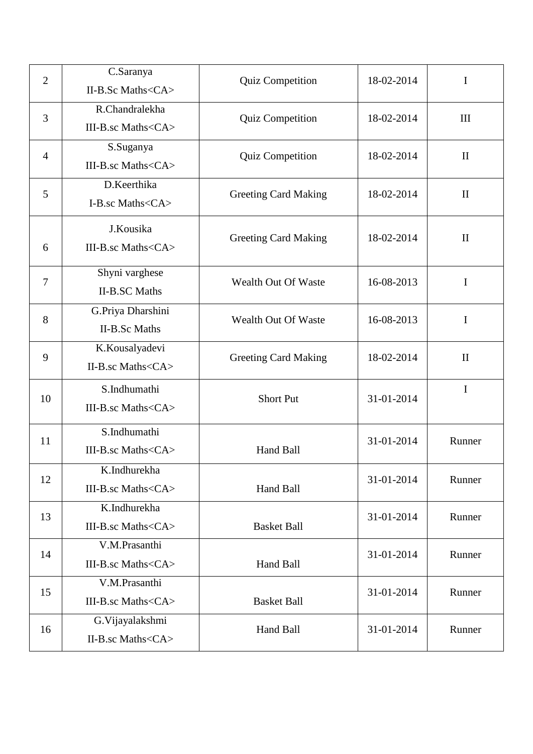| 2 | C.Saranya<br>II-B.Sc Maths<CA> | Quiz Competition | 18-02-2014 | I |
|---|---|---|---|---|
| 3 | R.Chandralekha<br>III-B.sc Maths<CA> | Quiz Competition | 18-02-2014 | III |
| 4 | S.Suganya<br>III-B.sc Maths<CA> | Quiz Competition | 18-02-2014 | II |
| 5 | D.Keerthika<br>I-B.sc Maths<CA> | Greeting Card Making | 18-02-2014 | II |
| 6 | J.Kousika<br>III-B.sc Maths<CA> | Greeting Card Making | 18-02-2014 | II |
| 7 | Shyni varghese<br>II-B.SC Maths | Wealth Out Of Waste | 16-08-2013 | I |
| 8 | G.Priya Dharshini<br>II-B.Sc Maths | Wealth Out Of Waste | 16-08-2013 | I |
| 9 | K.Kousalyadevi<br>II-B.sc Maths<CA> | Greeting Card Making | 18-02-2014 | II |
| 10 | S.Indhumathi<br>III-B.sc Maths<CA> | Short Put | 31-01-2014 | I |
| 11 | S.Indhumathi<br>III-B.sc Maths<CA> | Hand Ball | 31-01-2014 | Runner |
| 12 | K.Indhurekha<br>III-B.sc Maths<CA> | Hand Ball | 31-01-2014 | Runner |
| 13 | K.Indhurekha<br>III-B.sc Maths<CA> | Basket Ball | 31-01-2014 | Runner |
| 14 | V.M.Prasanthi<br>III-B.sc Maths<CA> | Hand Ball | 31-01-2014 | Runner |
| 15 | V.M.Prasanthi<br>III-B.sc Maths<CA> | Basket Ball | 31-01-2014 | Runner |
| 16 | G.Vijayalakshmi<br>II-B.sc Maths<CA> | Hand Ball | 31-01-2014 | Runner |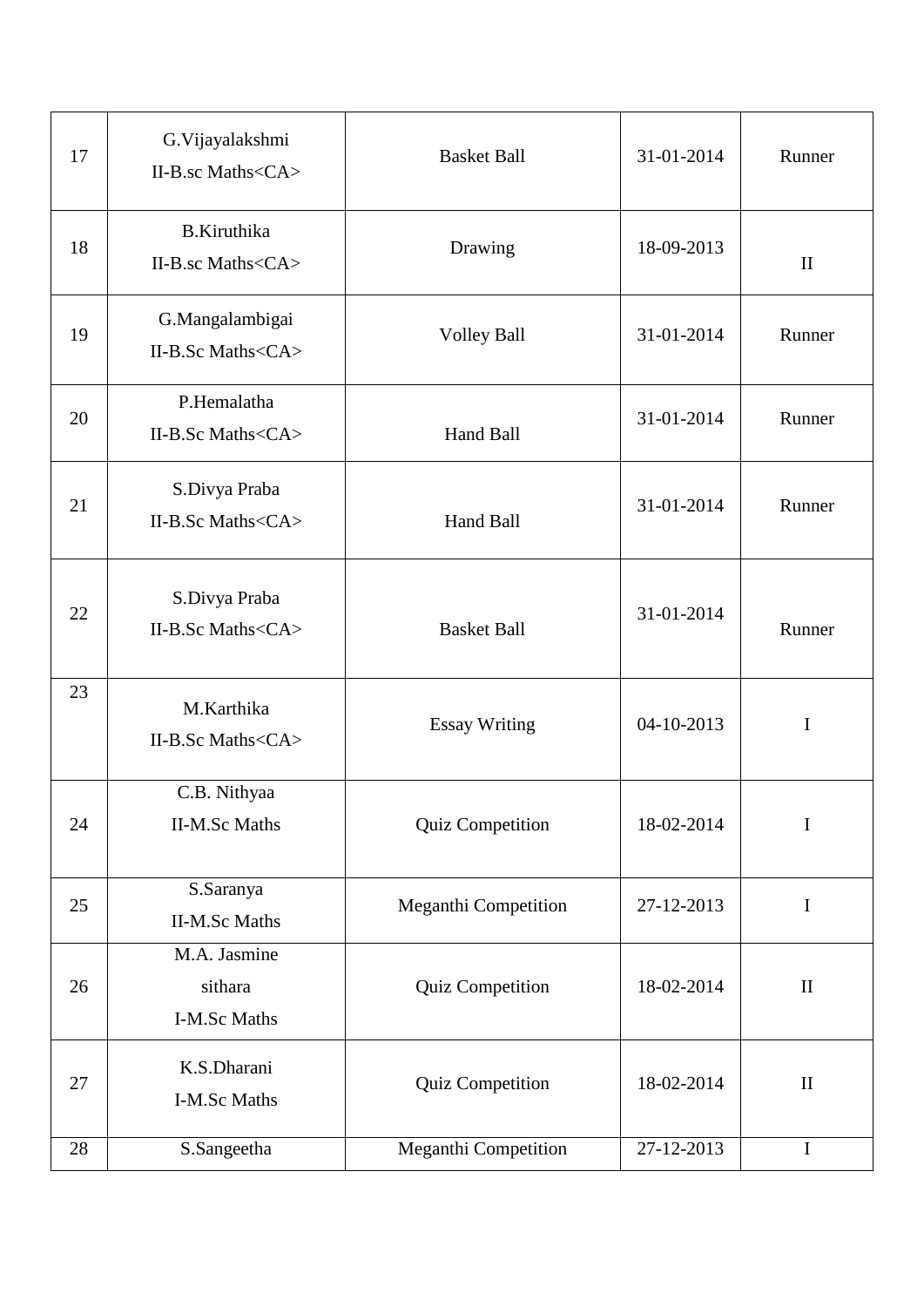| 17 | G.Vijayalakshmi II-B.sc Maths<CA> | Basket Ball | 31-01-2014 | Runner |
|---|---|---|---|---|
| 18 | B.Kiruthika II-B.sc Maths<CA> | Drawing | 18-09-2013 | II |
| 19 | G.Mangalambigai II-B.Sc Maths<CA> | Volley Ball | 31-01-2014 | Runner |
| 20 | P.Hemalatha II-B.Sc Maths<CA> | Hand Ball | 31-01-2014 | Runner |
| 21 | S.Divya Praba II-B.Sc Maths<CA> | Hand Ball | 31-01-2014 | Runner |
| 22 | S.Divya Praba II-B.Sc Maths<CA> | Basket Ball | 31-01-2014 | Runner |
| 23 | M.Karthika II-B.Sc Maths<CA> | Essay Writing | 04-10-2013 | I |
| 24 | C.B. Nithyaa II-M.Sc Maths | Quiz Competition | 18-02-2014 | I |
| 25 | S.Saranya II-M.Sc Maths | Meganthi Competition | 27-12-2013 | I |
| 26 | M.A. Jasmine sithara I-M.Sc Maths | Quiz Competition | 18-02-2014 | II |
| 27 | K.S.Dharani I-M.Sc Maths | Quiz Competition | 18-02-2014 | II |
| 28 | S.Sangeetha | Meganthi Competition | 27-12-2013 | I |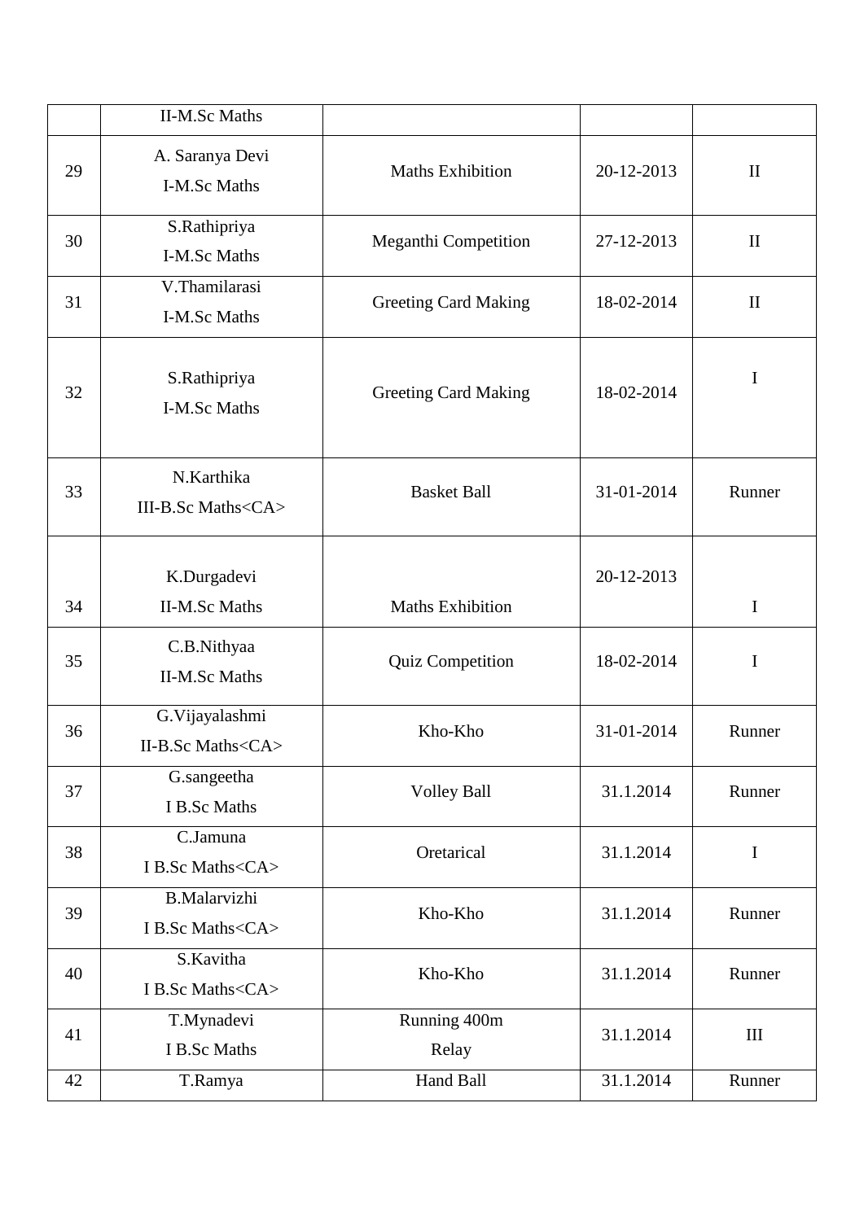| | | | | |
|---|---|---|---|---|
| | II-M.Sc Maths | | | |
| 29 | A. Saranya Devi<br>I-M.Sc Maths | Maths Exhibition | 20-12-2013 | II |
| 30 | S.Rathipriya<br>I-M.Sc Maths | Meganthi Competition | 27-12-2013 | II |
| 31 | V.Thamilarasi<br>I-M.Sc Maths | Greeting Card Making | 18-02-2014 | II |
| 32 | S.Rathipriya<br>I-M.Sc Maths | Greeting Card Making | 18-02-2014 | I |
| 33 | N.Karthika<br>III-B.Sc Maths<CA> | Basket Ball | 31-01-2014 | Runner |
| 34 | K.Durgadevi<br>II-M.Sc Maths | Maths Exhibition | 20-12-2013 | I |
| 35 | C.B.Nithyaa<br>II-M.Sc Maths | Quiz Competition | 18-02-2014 | I |
| 36 | G.Vijayalashmi<br>II-B.Sc Maths<CA> | Kho-Kho | 31-01-2014 | Runner |
| 37 | G.sangeetha<br>I B.Sc Maths | Volley Ball | 31.1.2014 | Runner |
| 38 | C.Jamuna<br>I B.Sc Maths<CA> | Oretarical | 31.1.2014 | I |
| 39 | B.Malarvizhi<br>I B.Sc Maths<CA> | Kho-Kho | 31.1.2014 | Runner |
| 40 | S.Kavitha<br>I B.Sc Maths<CA> | Kho-Kho | 31.1.2014 | Runner |
| 41 | T.Mynadevi<br>I B.Sc Maths | Running 400m<br>Relay | 31.1.2014 | III |
| 42 | T.Ramya | Hand Ball | 31.1.2014 | Runner |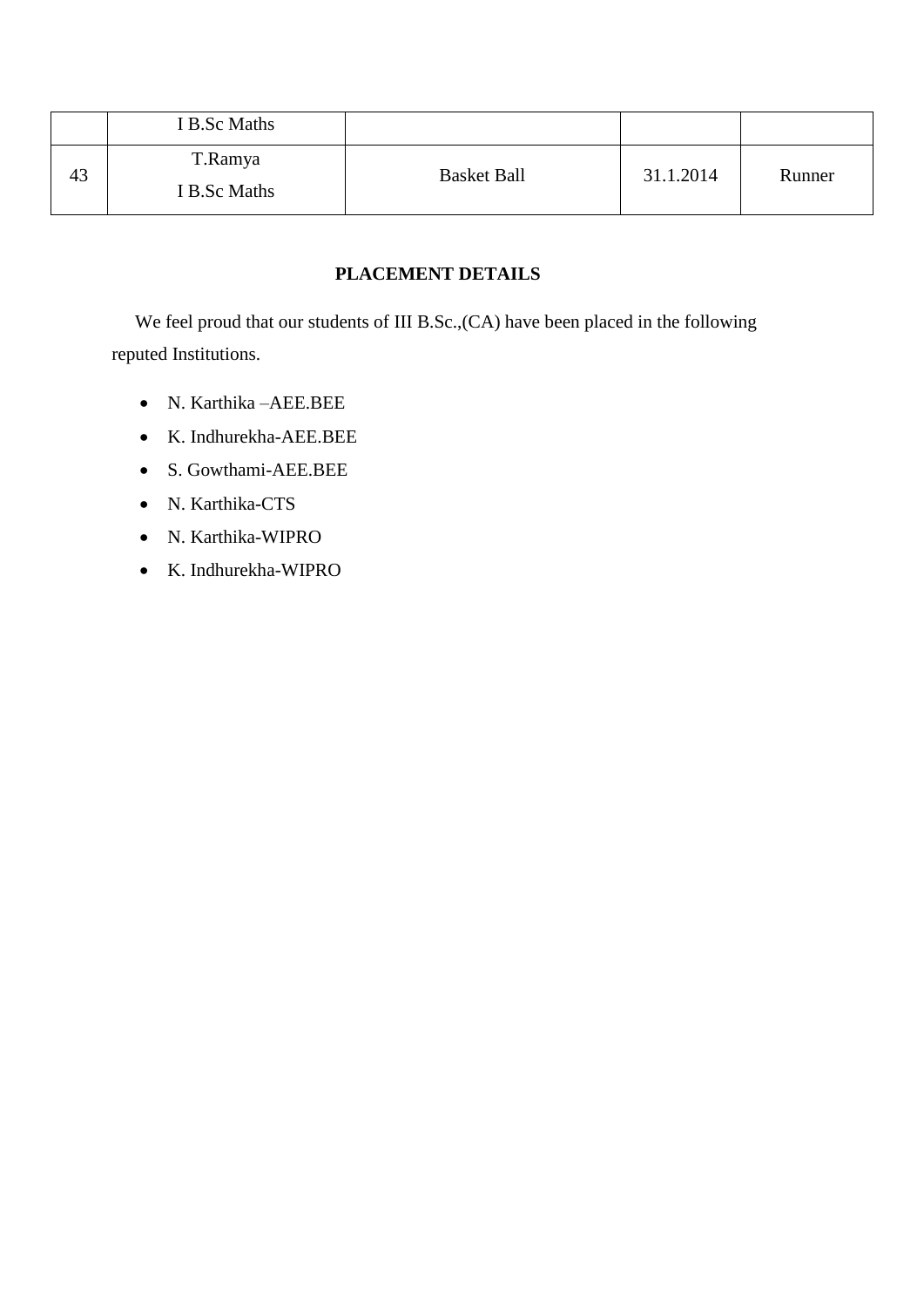| | | | | |
|---|---|---|---|---|
| | I B.Sc Maths | | | |
| 43 | T.Ramya<br>I B.Sc Maths | Basket Ball | 31.1.2014 | Runner |

**PLACEMENT DETAILS**

We feel proud that our students of III B.Sc.,(CA) have been placed in the following reputed Institutions.

- N. Karthika –AEE.BEE
- K. Indhurekha-AEE.BEE
- S. Gowthami-AEE.BEE
- N. Karthika-CTS
- N. Karthika-WIPRO
- K. Indhurekha-WIPRO